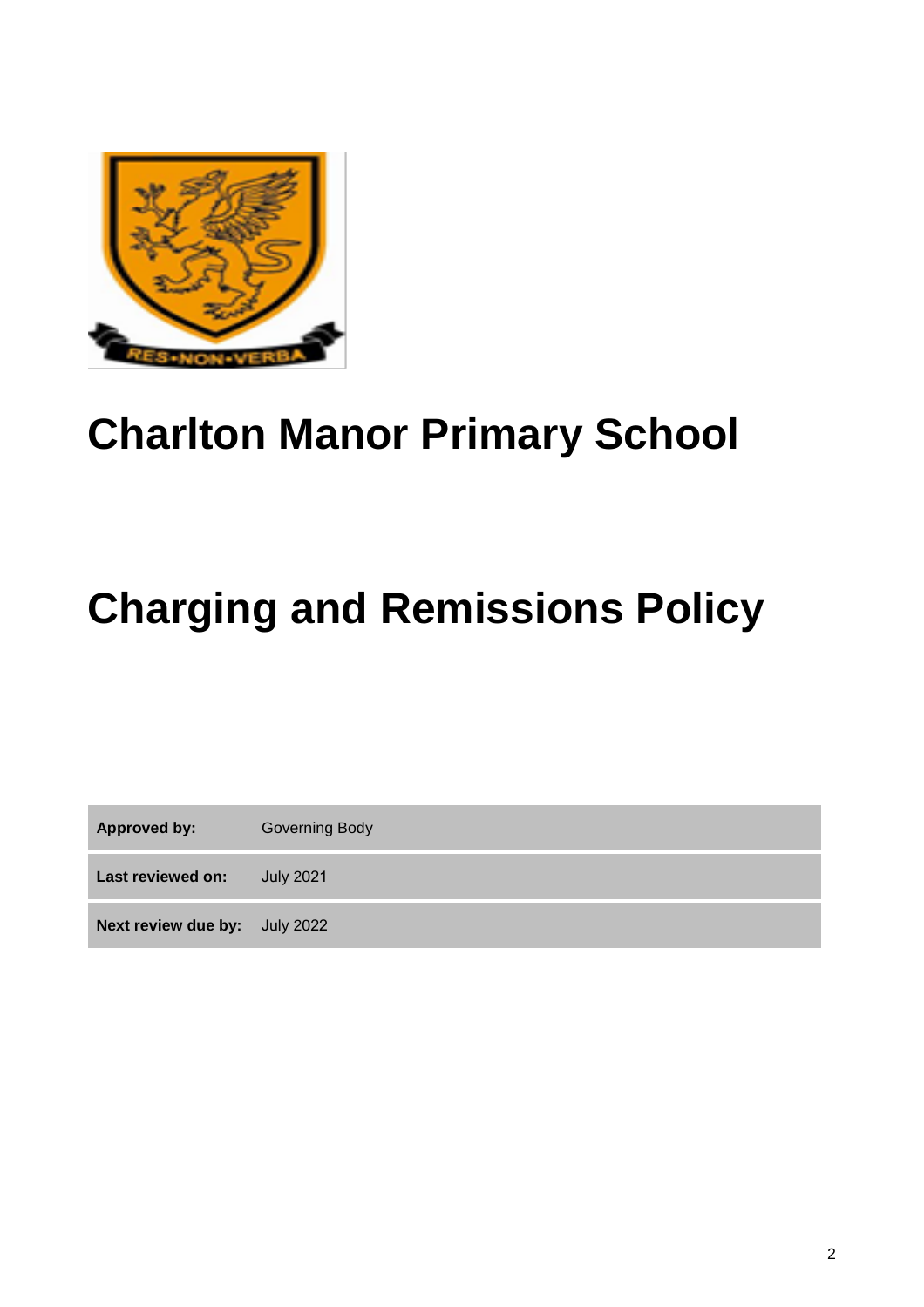# Charlton Manor Primary School

# Charging and Remissions Policy

| | |
|---|---|
| **Approved by:** | Governing Body |
| **Last reviewed on:** | July 2021 |
| **Next review due by:** | July 2022 |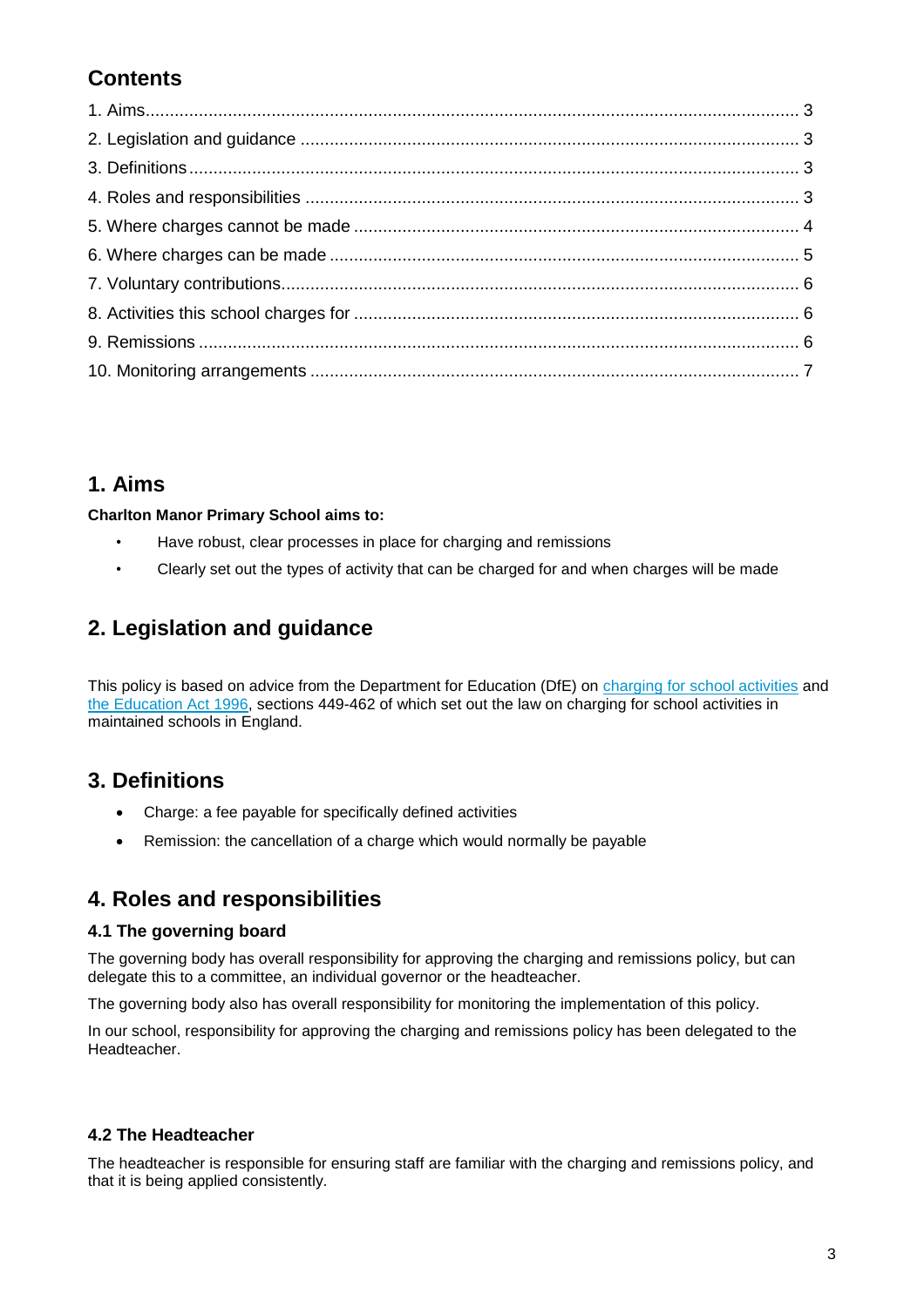## Contents

1. Aims.......................................................................................................................... 3
2. Legislation and guidance ........................................................................................ 3
3. Definitions................................................................................................................ 3
4. Roles and responsibilities ........................................................................................ 3
5. Where charges cannot be made .............................................................................. 4
6. Where charges can be made ................................................................................... 5
7. Voluntary contributions............................................................................................. 6
8. Activities this school charges for .............................................................................. 6
9. Remissions .............................................................................................................. 6
10. Monitoring arrangements ....................................................................................... 7

## 1. Aims

**Charlton Manor Primary School aims to:**

- Have robust, clear processes in place for charging and remissions
- Clearly set out the types of activity that can be charged for and when charges will be made

## 2. Legislation and guidance

This policy is based on advice from the Department for Education (DfE) on charging for school activities and the Education Act 1996, sections 449-462 of which set out the law on charging for school activities in maintained schools in England.

## 3. Definitions

- Charge: a fee payable for specifically defined activities
- Remission: the cancellation of a charge which would normally be payable

## 4. Roles and responsibilities

### 4.1 The governing board

The governing body has overall responsibility for approving the charging and remissions policy, but can delegate this to a committee, an individual governor or the headteacher.

The governing body also has overall responsibility for monitoring the implementation of this policy.

In our school, responsibility for approving the charging and remissions policy has been delegated to the Headteacher.

### 4.2 The Headteacher

The headteacher is responsible for ensuring staff are familiar with the charging and remissions policy, and that it is being applied consistently.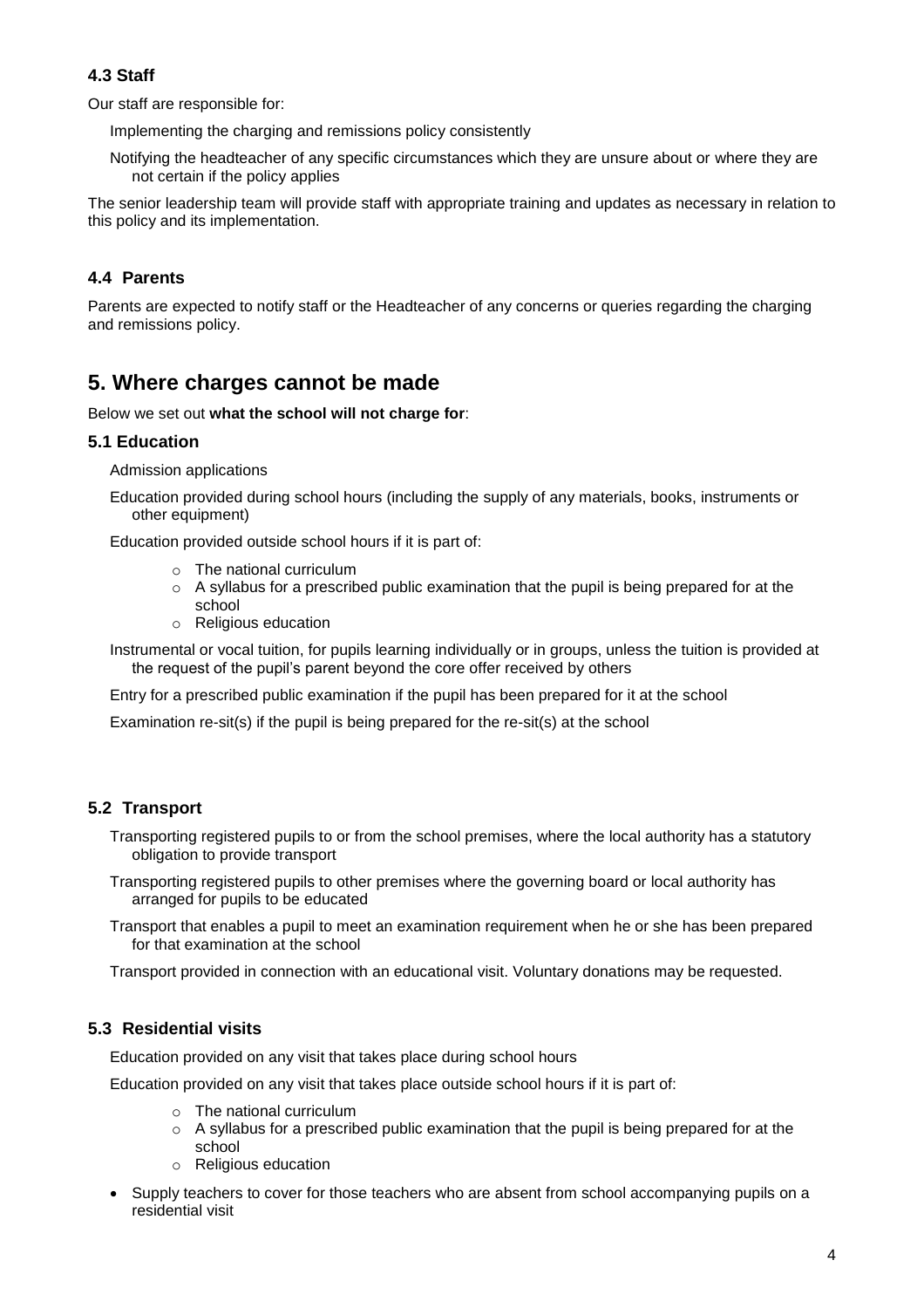### 4.3 Staff

Our staff are responsible for:

- Implementing the charging and remissions policy consistently
- Notifying the headteacher of any specific circumstances which they are unsure about or where they are not certain if the policy applies

The senior leadership team will provide staff with appropriate training and updates as necessary in relation to this policy and its implementation.

### 4.4 Parents

Parents are expected to notify staff or the Headteacher of any concerns or queries regarding the charging and remissions policy.

## 5. Where charges cannot be made

Below we set out **what the school will not charge for**:

### 5.1 Education

- Admission applications
- Education provided during school hours (including the supply of any materials, books, instruments or other equipment)
- Education provided outside school hours if it is part of:
  - The national curriculum
  - A syllabus for a prescribed public examination that the pupil is being prepared for at the school
  - Religious education
- Instrumental or vocal tuition, for pupils learning individually or in groups, unless the tuition is provided at the request of the pupil's parent beyond the core offer received by others
- Entry for a prescribed public examination if the pupil has been prepared for it at the school
- Examination re-sit(s) if the pupil is being prepared for the re-sit(s) at the school

### 5.2 Transport

- Transporting registered pupils to or from the school premises, where the local authority has a statutory obligation to provide transport
- Transporting registered pupils to other premises where the governing board or local authority has arranged for pupils to be educated
- Transport that enables a pupil to meet an examination requirement when he or she has been prepared for that examination at the school
- Transport provided in connection with an educational visit. Voluntary donations may be requested.

### 5.3 Residential visits

- Education provided on any visit that takes place during school hours
- Education provided on any visit that takes place outside school hours if it is part of:
  - The national curriculum
  - A syllabus for a prescribed public examination that the pupil is being prepared for at the school
  - Religious education
- Supply teachers to cover for those teachers who are absent from school accompanying pupils on a residential visit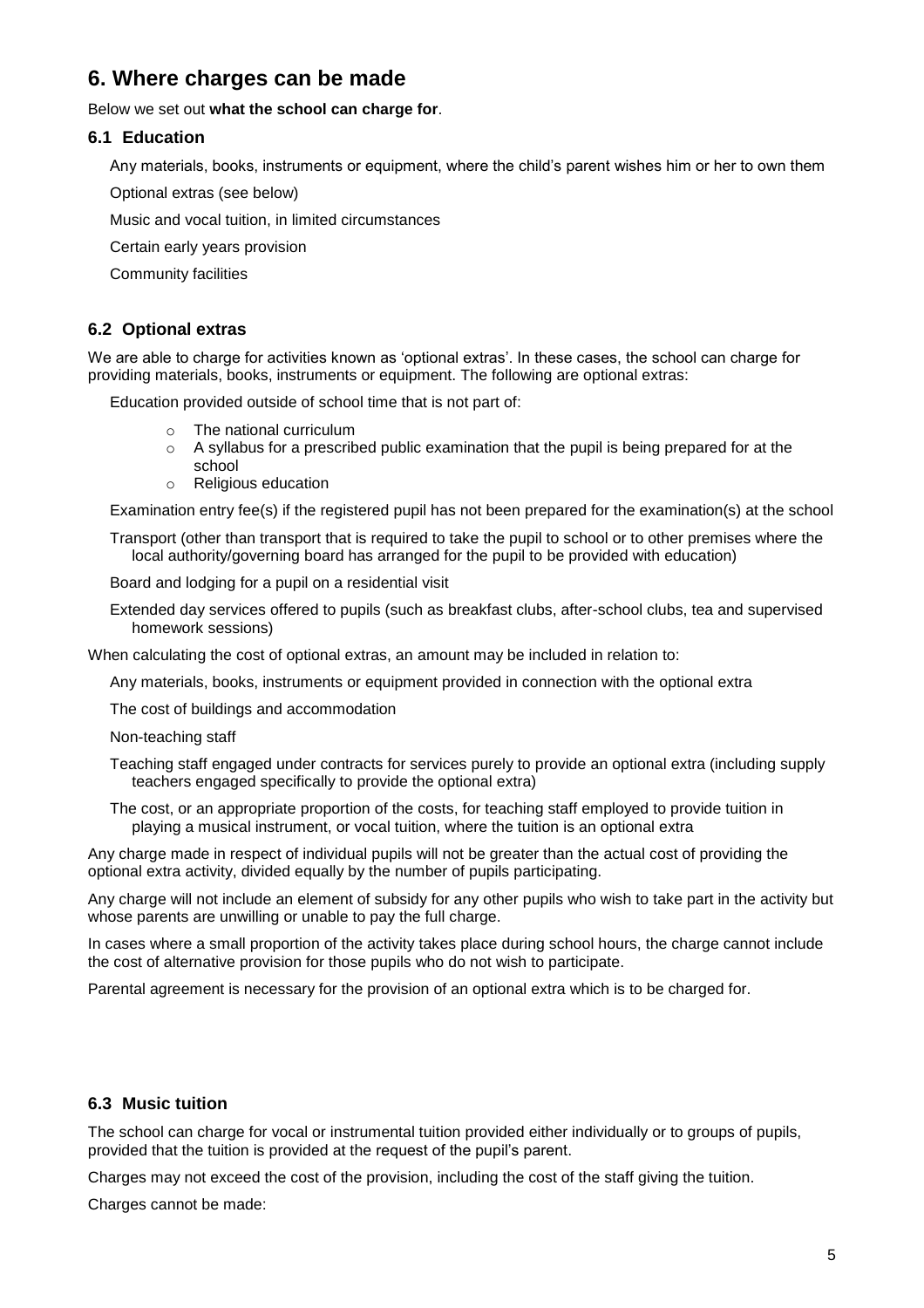## 6. Where charges can be made

Below we set out **what the school can charge for**.

### 6.1 Education

- Any materials, books, instruments or equipment, where the child's parent wishes him or her to own them
- Optional extras (see below)
- Music and vocal tuition, in limited circumstances
- Certain early years provision
- Community facilities

### 6.2 Optional extras

We are able to charge for activities known as 'optional extras'. In these cases, the school can charge for providing materials, books, instruments or equipment. The following are optional extras:

- Education provided outside of school time that is not part of:
  - The national curriculum
  - A syllabus for a prescribed public examination that the pupil is being prepared for at the school
  - Religious education
- Examination entry fee(s) if the registered pupil has not been prepared for the examination(s) at the school
- Transport (other than transport that is required to take the pupil to school or to other premises where the local authority/governing board has arranged for the pupil to be provided with education)
- Board and lodging for a pupil on a residential visit
- Extended day services offered to pupils (such as breakfast clubs, after-school clubs, tea and supervised homework sessions)

When calculating the cost of optional extras, an amount may be included in relation to:

- Any materials, books, instruments or equipment provided in connection with the optional extra
- The cost of buildings and accommodation
- Non-teaching staff
- Teaching staff engaged under contracts for services purely to provide an optional extra (including supply teachers engaged specifically to provide the optional extra)
- The cost, or an appropriate proportion of the costs, for teaching staff employed to provide tuition in playing a musical instrument, or vocal tuition, where the tuition is an optional extra

Any charge made in respect of individual pupils will not be greater than the actual cost of providing the optional extra activity, divided equally by the number of pupils participating.

Any charge will not include an element of subsidy for any other pupils who wish to take part in the activity but whose parents are unwilling or unable to pay the full charge.

In cases where a small proportion of the activity takes place during school hours, the charge cannot include the cost of alternative provision for those pupils who do not wish to participate.

Parental agreement is necessary for the provision of an optional extra which is to be charged for.

### 6.3 Music tuition

The school can charge for vocal or instrumental tuition provided either individually or to groups of pupils, provided that the tuition is provided at the request of the pupil's parent.

Charges may not exceed the cost of the provision, including the cost of the staff giving the tuition.

Charges cannot be made: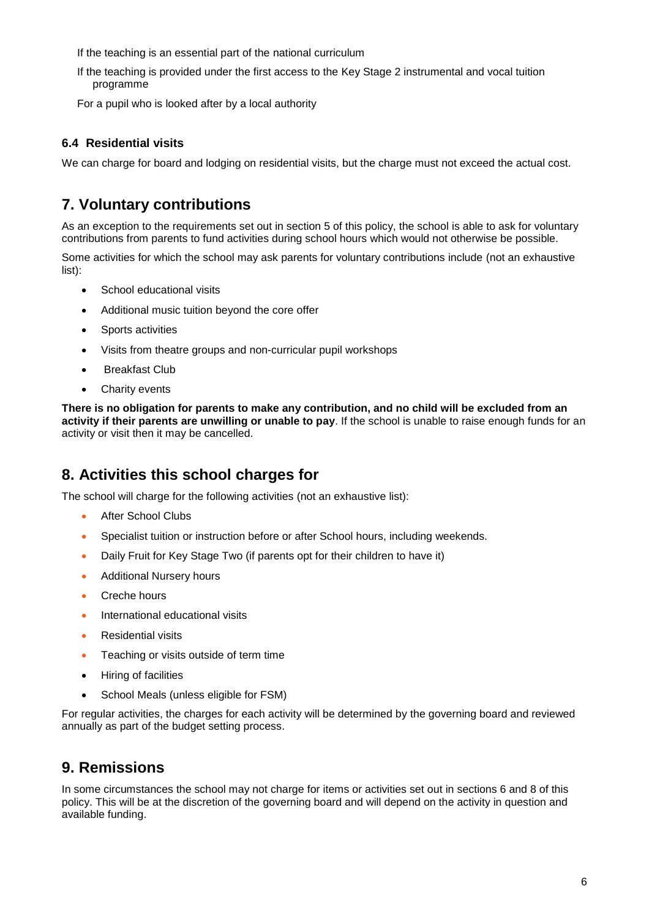If the teaching is an essential part of the national curriculum

If the teaching is provided under the first access to the Key Stage 2 instrumental and vocal tuition programme

For a pupil who is looked after by a local authority

### 6.4 Residential visits

We can charge for board and lodging on residential visits, but the charge must not exceed the actual cost.

## 7. Voluntary contributions

As an exception to the requirements set out in section 5 of this policy, the school is able to ask for voluntary contributions from parents to fund activities during school hours which would not otherwise be possible.

Some activities for which the school may ask parents for voluntary contributions include (not an exhaustive list):

- School educational visits
- Additional music tuition beyond the core offer
- Sports activities
- Visits from theatre groups and non-curricular pupil workshops
- Breakfast Club
- Charity events

**There is no obligation for parents to make any contribution, and no child will be excluded from an activity if their parents are unwilling or unable to pay**. If the school is unable to raise enough funds for an activity or visit then it may be cancelled.

## 8. Activities this school charges for

The school will charge for the following activities (not an exhaustive list):

- After School Clubs
- Specialist tuition or instruction before or after School hours, including weekends.
- Daily Fruit for Key Stage Two (if parents opt for their children to have it)
- Additional Nursery hours
- Creche hours
- International educational visits
- Residential visits
- Teaching or visits outside of term time
- Hiring of facilities
- School Meals (unless eligible for FSM)

For regular activities, the charges for each activity will be determined by the governing board and reviewed annually as part of the budget setting process.

## 9. Remissions

In some circumstances the school may not charge for items or activities set out in sections 6 and 8 of this policy. This will be at the discretion of the governing board and will depend on the activity in question and available funding.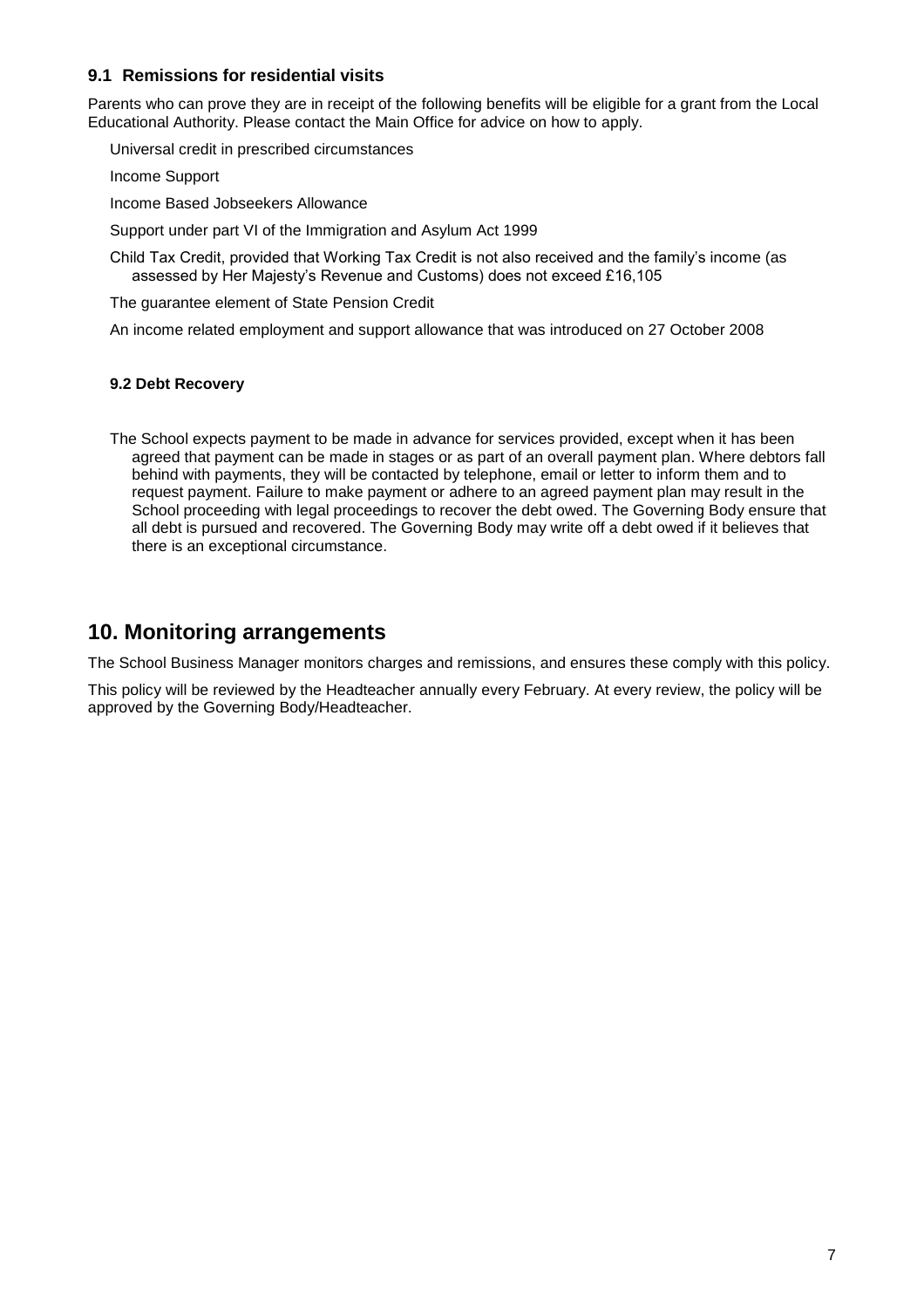### 9.1 Remissions for residential visits

Parents who can prove they are in receipt of the following benefits will be eligible for a grant from the Local Educational Authority. Please contact the Main Office for advice on how to apply.

- Universal credit in prescribed circumstances
- Income Support
- Income Based Jobseekers Allowance
- Support under part VI of the Immigration and Asylum Act 1999
- Child Tax Credit, provided that Working Tax Credit is not also received and the family's income (as assessed by Her Majesty's Revenue and Customs) does not exceed £16,105
- The guarantee element of State Pension Credit
- An income related employment and support allowance that was introduced on 27 October 2008

#### 9.2 Debt Recovery

The School expects payment to be made in advance for services provided, except when it has been agreed that payment can be made in stages or as part of an overall payment plan. Where debtors fall behind with payments, they will be contacted by telephone, email or letter to inform them and to request payment. Failure to make payment or adhere to an agreed payment plan may result in the School proceeding with legal proceedings to recover the debt owed. The Governing Body ensure that all debt is pursued and recovered. The Governing Body may write off a debt owed if it believes that there is an exceptional circumstance.

## 10. Monitoring arrangements

The School Business Manager monitors charges and remissions, and ensures these comply with this policy.

This policy will be reviewed by the Headteacher annually every February. At every review, the policy will be approved by the Governing Body/Headteacher.